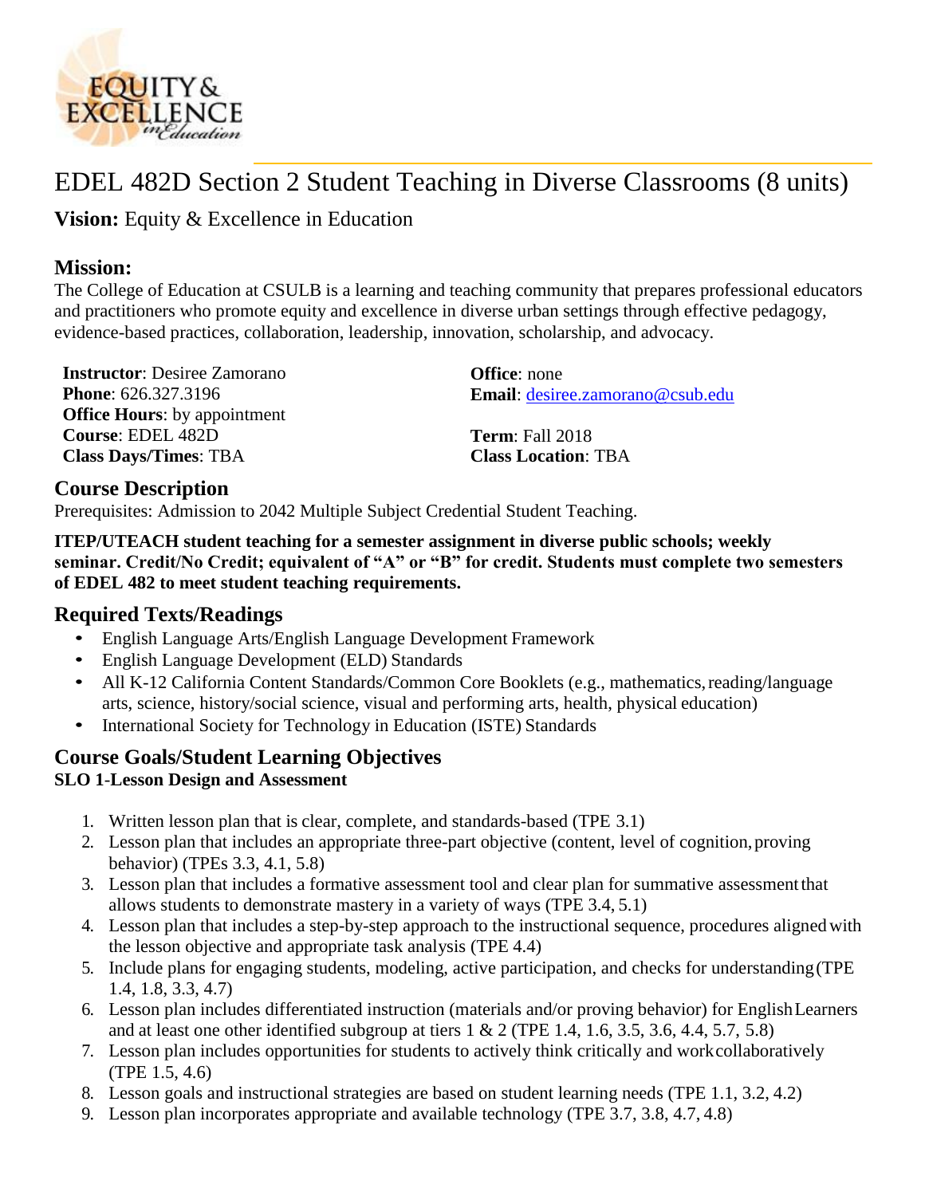# EDEL 482D Section 2 Student Teaching in Diverse Classrooms (8 units)

**Vision:** Equity & Excellence in Education

## Mission:

The College of Education at CSULB is a learning and teaching community that prepares professional educators and practitioners who promote equity and excellence in diverse urban settings through effective pedagogy, evidence-based practices, collaboration, leadership, innovation, scholarship, and advocacy.

**Instructor**: Desiree Zamorano
**Phone**: 626.327.3196
**Office Hours**: by appointment
**Course**: EDEL 482D
**Class Days/Times**: TBA

**Office**: none
**Email**: desiree.zamorano@csub.edu

**Term**: Fall 2018
**Class Location**: TBA

## Course Description

Prerequisites: Admission to 2042 Multiple Subject Credential Student Teaching.

**ITEP/UTEACH student teaching for a semester assignment in diverse public schools; weekly seminar. Credit/No Credit; equivalent of "A" or "B" for credit. Students must complete two semesters of EDEL 482 to meet student teaching requirements.**

## Required Texts/Readings

- English Language Arts/English Language Development Framework
- English Language Development (ELD) Standards
- All K-12 California Content Standards/Common Core Booklets (e.g., mathematics, reading/language arts, science, history/social science, visual and performing arts, health, physical education)
- International Society for Technology in Education (ISTE) Standards

## Course Goals/Student Learning Objectives

### SLO 1-Lesson Design and Assessment

1. Written lesson plan that is clear, complete, and standards-based (TPE 3.1)
2. Lesson plan that includes an appropriate three-part objective (content, level of cognition, proving behavior) (TPEs 3.3, 4.1, 5.8)
3. Lesson plan that includes a formative assessment tool and clear plan for summative assessment that allows students to demonstrate mastery in a variety of ways (TPE 3.4, 5.1)
4. Lesson plan that includes a step-by-step approach to the instructional sequence, procedures aligned with the lesson objective and appropriate task analysis (TPE 4.4)
5. Include plans for engaging students, modeling, active participation, and checks for understanding (TPE 1.4, 1.8, 3.3, 4.7)
6. Lesson plan includes differentiated instruction (materials and/or proving behavior) for English Learners and at least one other identified subgroup at tiers 1 & 2 (TPE 1.4, 1.6, 3.5, 3.6, 4.4, 5.7, 5.8)
7. Lesson plan includes opportunities for students to actively think critically and work collaboratively (TPE 1.5, 4.6)
8. Lesson goals and instructional strategies are based on student learning needs (TPE 1.1, 3.2, 4.2)
9. Lesson plan incorporates appropriate and available technology (TPE 3.7, 3.8, 4.7, 4.8)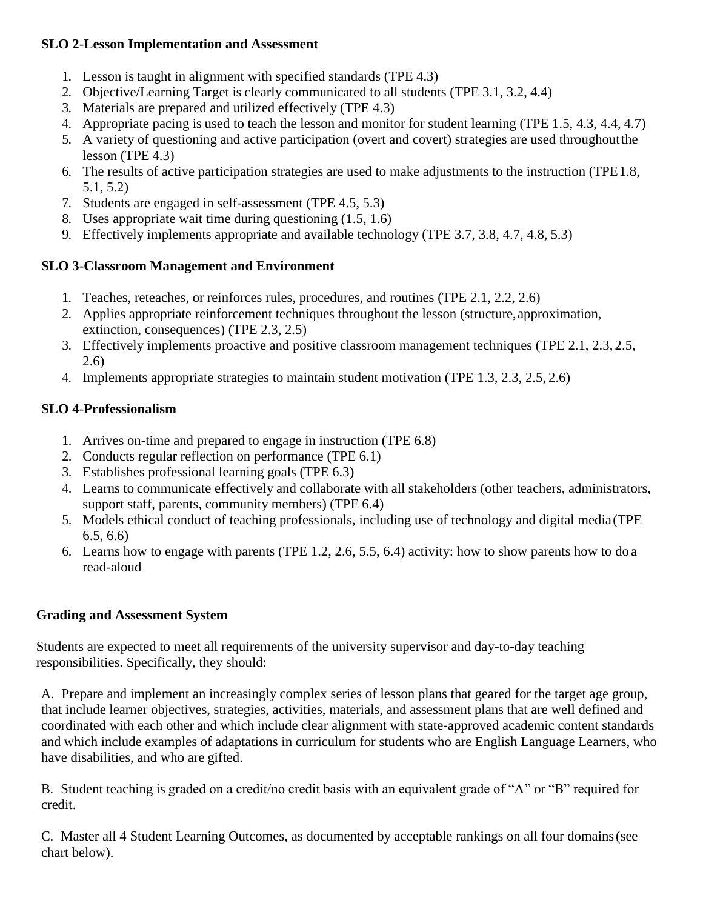**SLO 2-Lesson Implementation and Assessment**

1. Lesson is taught in alignment with specified standards (TPE 4.3)
2. Objective/Learning Target is clearly communicated to all students (TPE 3.1, 3.2, 4.4)
3. Materials are prepared and utilized effectively (TPE 4.3)
4. Appropriate pacing is used to teach the lesson and monitor for student learning (TPE 1.5, 4.3, 4.4, 4.7)
5. A variety of questioning and active participation (overt and covert) strategies are used throughout the lesson (TPE 4.3)
6. The results of active participation strategies are used to make adjustments to the instruction (TPE 1.8, 5.1, 5.2)
7. Students are engaged in self-assessment (TPE 4.5, 5.3)
8. Uses appropriate wait time during questioning (1.5, 1.6)
9. Effectively implements appropriate and available technology (TPE 3.7, 3.8, 4.7, 4.8, 5.3)

**SLO 3-Classroom Management and Environment**

1. Teaches, reteaches, or reinforces rules, procedures, and routines (TPE 2.1, 2.2, 2.6)
2. Applies appropriate reinforcement techniques throughout the lesson (structure, approximation, extinction, consequences) (TPE 2.3, 2.5)
3. Effectively implements proactive and positive classroom management techniques (TPE 2.1, 2.3, 2.5, 2.6)
4. Implements appropriate strategies to maintain student motivation (TPE 1.3, 2.3, 2.5, 2.6)

**SLO 4-Professionalism**

1. Arrives on-time and prepared to engage in instruction (TPE 6.8)
2. Conducts regular reflection on performance (TPE 6.1)
3. Establishes professional learning goals (TPE 6.3)
4. Learns to communicate effectively and collaborate with all stakeholders (other teachers, administrators, support staff, parents, community members) (TPE 6.4)
5. Models ethical conduct of teaching professionals, including use of technology and digital media (TPE 6.5, 6.6)
6. Learns how to engage with parents (TPE 1.2, 2.6, 5.5, 6.4) activity: how to show parents how to do a read-aloud

**Grading and Assessment System**

Students are expected to meet all requirements of the university supervisor and day-to-day teaching responsibilities. Specifically, they should:

A. Prepare and implement an increasingly complex series of lesson plans that geared for the target age group, that include learner objectives, strategies, activities, materials, and assessment plans that are well defined and coordinated with each other and which include clear alignment with state-approved academic content standards and which include examples of adaptations in curriculum for students who are English Language Learners, who have disabilities, and who are gifted.

B. Student teaching is graded on a credit/no credit basis with an equivalent grade of "A" or "B" required for credit.

C. Master all 4 Student Learning Outcomes, as documented by acceptable rankings on all four domains (see chart below).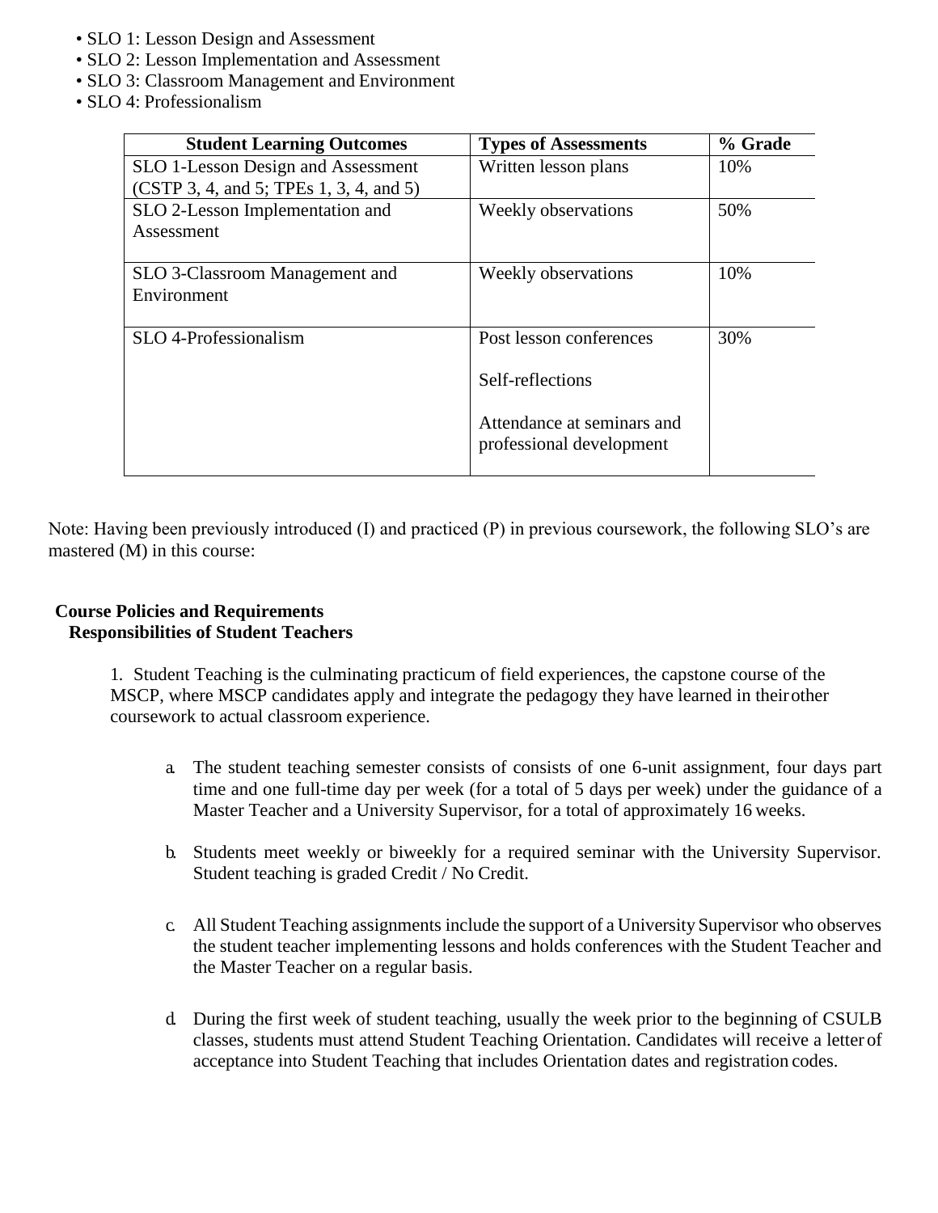- SLO 1: Lesson Design and Assessment
- SLO 2: Lesson Implementation and Assessment
- SLO 3: Classroom Management and Environment
- SLO 4: Professionalism

| Student Learning Outcomes | Types of Assessments | % Grade |
|---|---|---|
| SLO 1-Lesson Design and Assessment (CSTP 3, 4, and 5; TPEs 1, 3, 4, and 5) | Written lesson plans | 10% |
| SLO 2-Lesson Implementation and Assessment | Weekly observations | 50% |
| SLO 3-Classroom Management and Environment | Weekly observations | 10% |
| SLO 4-Professionalism | Post lesson conferences<br><br>Self-reflections<br><br>Attendance at seminars and professional development | 30% |

Note: Having been previously introduced (I) and practiced (P) in previous coursework, the following SLO's are mastered (M) in this course:

**Course Policies and Requirements**
**Responsibilities of Student Teachers**

1. Student Teaching is the culminating practicum of field experiences, the capstone course of the MSCP, where MSCP candidates apply and integrate the pedagogy they have learned in their other coursework to actual classroom experience.

   a. The student teaching semester consists of consists of one 6-unit assignment, four days part time and one full-time day per week (for a total of 5 days per week) under the guidance of a Master Teacher and a University Supervisor, for a total of approximately 16 weeks.

   b. Students meet weekly or biweekly for a required seminar with the University Supervisor. Student teaching is graded Credit / No Credit.

   c. All Student Teaching assignments include the support of a University Supervisor who observes the student teacher implementing lessons and holds conferences with the Student Teacher and the Master Teacher on a regular basis.

   d. During the first week of student teaching, usually the week prior to the beginning of CSULB classes, students must attend Student Teaching Orientation. Candidates will receive a letter of acceptance into Student Teaching that includes Orientation dates and registration codes.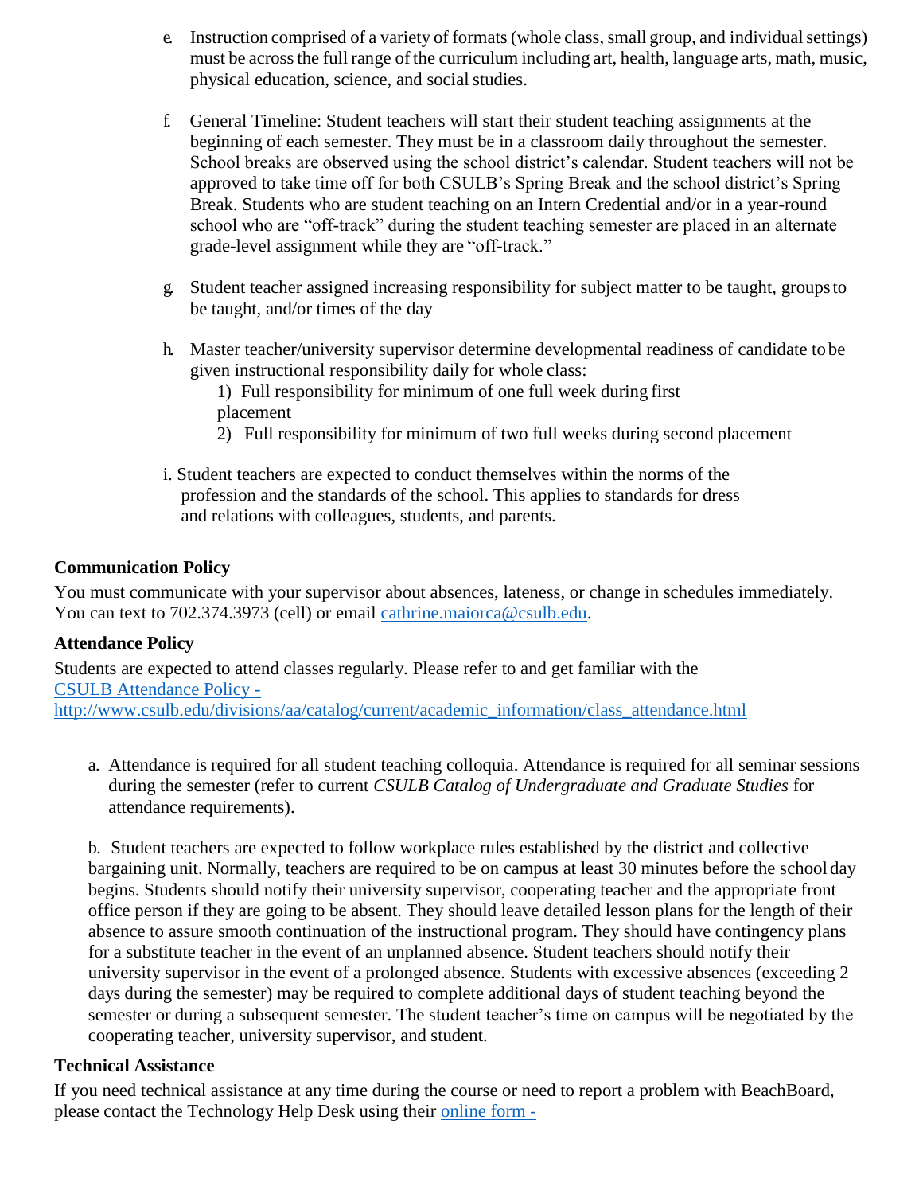e. Instruction comprised of a variety of formats (whole class, small group, and individual settings) must be across the full range of the curriculum including art, health, language arts, math, music, physical education, science, and social studies.

f. General Timeline: Student teachers will start their student teaching assignments at the beginning of each semester. They must be in a classroom daily throughout the semester. School breaks are observed using the school district's calendar. Student teachers will not be approved to take time off for both CSULB's Spring Break and the school district's Spring Break. Students who are student teaching on an Intern Credential and/or in a year-round school who are "off-track" during the student teaching semester are placed in an alternate grade-level assignment while they are "off-track."

g. Student teacher assigned increasing responsibility for subject matter to be taught, groups to be taught, and/or times of the day

h. Master teacher/university supervisor determine developmental readiness of candidate to be given instructional responsibility daily for whole class:
   1) Full responsibility for minimum of one full week during first placement
   2) Full responsibility for minimum of two full weeks during second placement

i. Student teachers are expected to conduct themselves within the norms of the profession and the standards of the school. This applies to standards for dress and relations with colleagues, students, and parents.

**Communication Policy**

You must communicate with your supervisor about absences, lateness, or change in schedules immediately. You can text to 702.374.3973 (cell) or email cathrine.maiorca@csulb.edu.

**Attendance Policy**

Students are expected to attend classes regularly. Please refer to and get familiar with the CSULB Attendance Policy - http://www.csulb.edu/divisions/aa/catalog/current/academic_information/class_attendance.html

a. Attendance is required for all student teaching colloquia. Attendance is required for all seminar sessions during the semester (refer to current *CSULB Catalog of Undergraduate and Graduate Studies* for attendance requirements).

b. Student teachers are expected to follow workplace rules established by the district and collective bargaining unit. Normally, teachers are required to be on campus at least 30 minutes before the school day begins. Students should notify their university supervisor, cooperating teacher and the appropriate front office person if they are going to be absent. They should leave detailed lesson plans for the length of their absence to assure smooth continuation of the instructional program. They should have contingency plans for a substitute teacher in the event of an unplanned absence. Student teachers should notify their university supervisor in the event of a prolonged absence. Students with excessive absences (exceeding 2 days during the semester) may be required to complete additional days of student teaching beyond the semester or during a subsequent semester. The student teacher's time on campus will be negotiated by the cooperating teacher, university supervisor, and student.

**Technical Assistance**

If you need technical assistance at any time during the course or need to report a problem with BeachBoard, please contact the Technology Help Desk using their online form -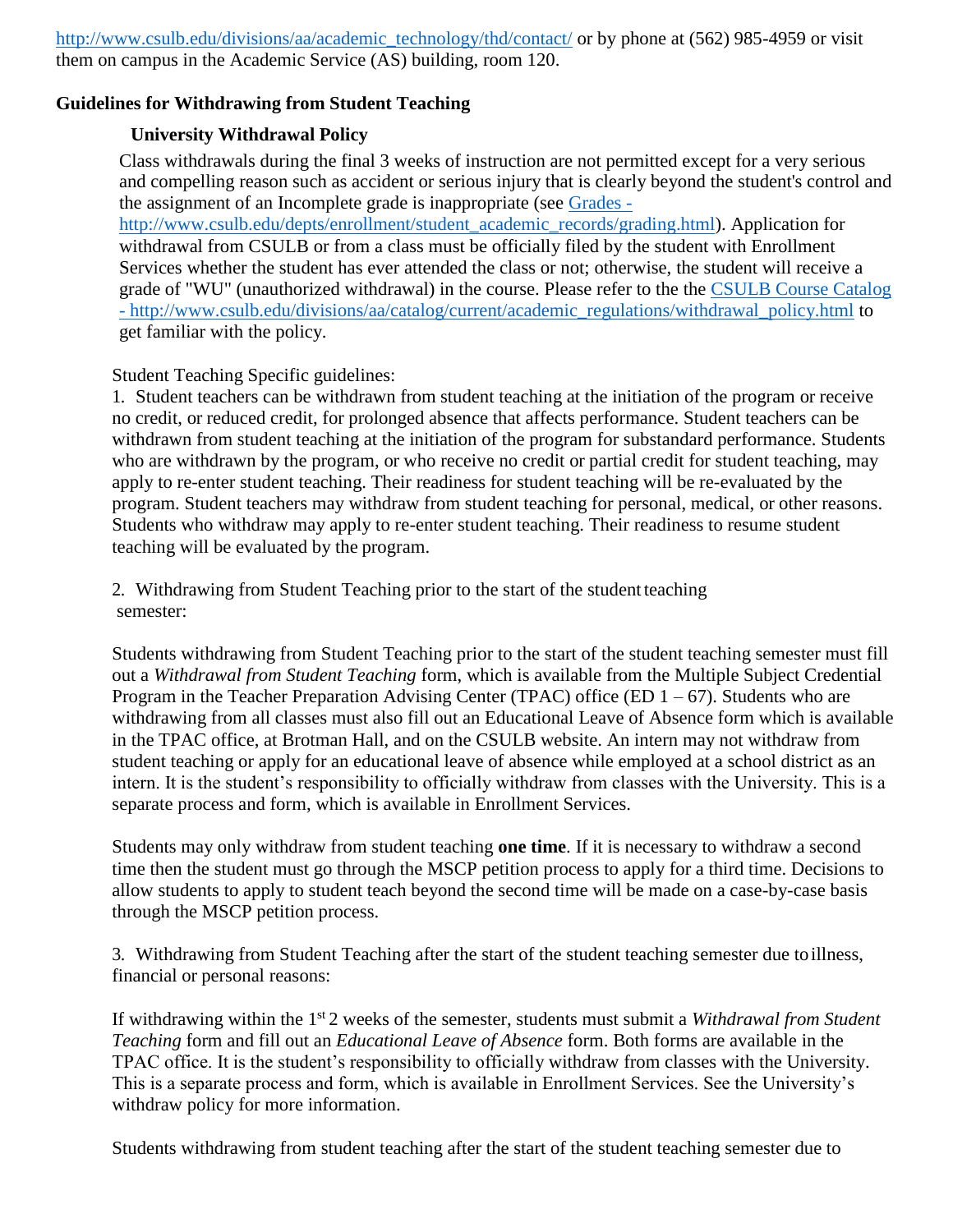http://www.csulb.edu/divisions/aa/academic_technology/thd/contact/ or by phone at (562) 985-4959 or visit them on campus in the Academic Service (AS) building, room 120.

**Guidelines for Withdrawing from Student Teaching**

**University Withdrawal Policy**

Class withdrawals during the final 3 weeks of instruction are not permitted except for a very serious and compelling reason such as accident or serious injury that is clearly beyond the student's control and the assignment of an Incomplete grade is inappropriate (see Grades - http://www.csulb.edu/depts/enrollment/student_academic_records/grading.html). Application for withdrawal from CSULB or from a class must be officially filed by the student with Enrollment Services whether the student has ever attended the class or not; otherwise, the student will receive a grade of "WU" (unauthorized withdrawal) in the course. Please refer to the the CSULB Course Catalog - http://www.csulb.edu/divisions/aa/catalog/current/academic_regulations/withdrawal_policy.html to get familiar with the policy.

Student Teaching Specific guidelines:

1. Student teachers can be withdrawn from student teaching at the initiation of the program or receive no credit, or reduced credit, for prolonged absence that affects performance. Student teachers can be withdrawn from student teaching at the initiation of the program for substandard performance. Students who are withdrawn by the program, or who receive no credit or partial credit for student teaching, may apply to re-enter student teaching. Their readiness for student teaching will be re-evaluated by the program. Student teachers may withdraw from student teaching for personal, medical, or other reasons. Students who withdraw may apply to re-enter student teaching. Their readiness to resume student teaching will be evaluated by the program.

2. Withdrawing from Student Teaching prior to the start of the student teaching semester:

Students withdrawing from Student Teaching prior to the start of the student teaching semester must fill out a *Withdrawal from Student Teaching* form, which is available from the Multiple Subject Credential Program in the Teacher Preparation Advising Center (TPAC) office (ED 1 – 67). Students who are withdrawing from all classes must also fill out an Educational Leave of Absence form which is available in the TPAC office, at Brotman Hall, and on the CSULB website. An intern may not withdraw from student teaching or apply for an educational leave of absence while employed at a school district as an intern. It is the student's responsibility to officially withdraw from classes with the University. This is a separate process and form, which is available in Enrollment Services.

Students may only withdraw from student teaching **one time**. If it is necessary to withdraw a second time then the student must go through the MSCP petition process to apply for a third time. Decisions to allow students to apply to student teach beyond the second time will be made on a case-by-case basis through the MSCP petition process.

3. Withdrawing from Student Teaching after the start of the student teaching semester due to illness, financial or personal reasons:

If withdrawing within the 1st 2 weeks of the semester, students must submit a *Withdrawal from Student Teaching* form and fill out an *Educational Leave of Absence* form. Both forms are available in the TPAC office. It is the student's responsibility to officially withdraw from classes with the University. This is a separate process and form, which is available in Enrollment Services. See the University's withdraw policy for more information.

Students withdrawing from student teaching after the start of the student teaching semester due to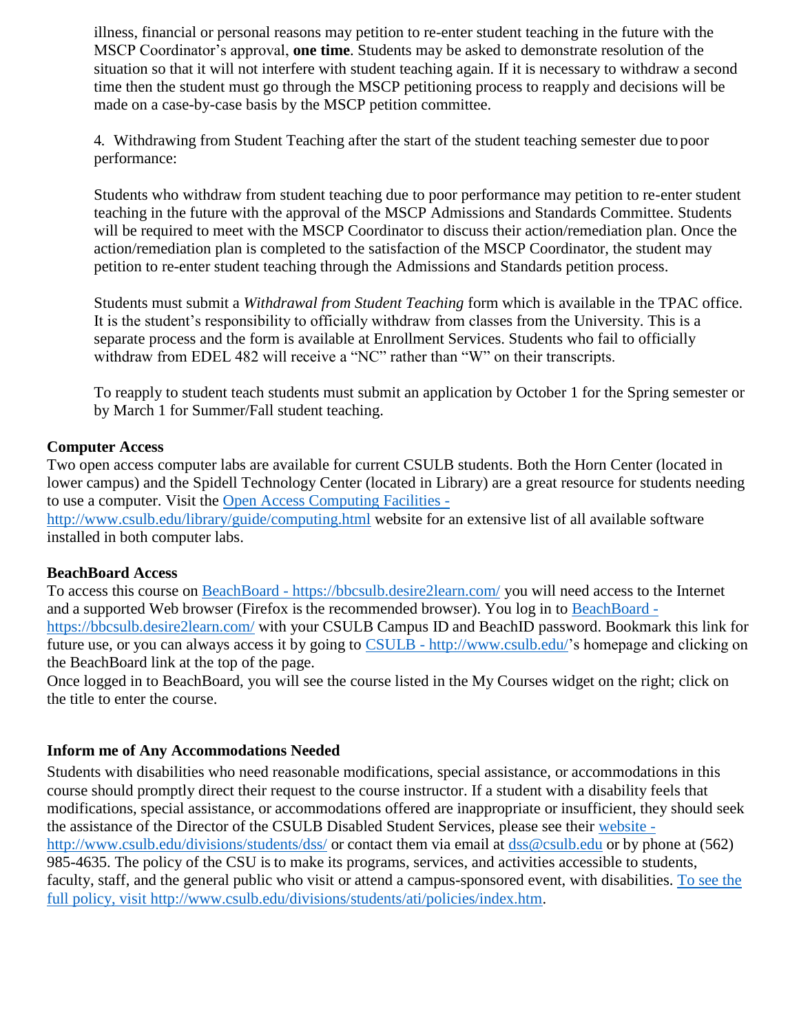illness, financial or personal reasons may petition to re-enter student teaching in the future with the MSCP Coordinator's approval, **one time**. Students may be asked to demonstrate resolution of the situation so that it will not interfere with student teaching again. If it is necessary to withdraw a second time then the student must go through the MSCP petitioning process to reapply and decisions will be made on a case-by-case basis by the MSCP petition committee.

4. Withdrawing from Student Teaching after the start of the student teaching semester due to poor performance:

Students who withdraw from student teaching due to poor performance may petition to re-enter student teaching in the future with the approval of the MSCP Admissions and Standards Committee. Students will be required to meet with the MSCP Coordinator to discuss their action/remediation plan. Once the action/remediation plan is completed to the satisfaction of the MSCP Coordinator, the student may petition to re-enter student teaching through the Admissions and Standards petition process.

Students must submit a *Withdrawal from Student Teaching* form which is available in the TPAC office. It is the student's responsibility to officially withdraw from classes from the University. This is a separate process and the form is available at Enrollment Services. Students who fail to officially withdraw from EDEL 482 will receive a "NC" rather than "W" on their transcripts.

To reapply to student teach students must submit an application by October 1 for the Spring semester or by March 1 for Summer/Fall student teaching.

**Computer Access**

Two open access computer labs are available for current CSULB students. Both the Horn Center (located in lower campus) and the Spidell Technology Center (located in Library) are a great resource for students needing to use a computer. Visit the [Open Access Computing Facilities - http://www.csulb.edu/library/guide/computing.html](http://www.csulb.edu/library/guide/computing.html) website for an extensive list of all available software installed in both computer labs.

**BeachBoard Access**

To access this course on [BeachBoard - https://bbcsulb.desire2learn.com/](https://bbcsulb.desire2learn.com/) you will need access to the Internet and a supported Web browser (Firefox is the recommended browser). You log in to [BeachBoard - https://bbcsulb.desire2learn.com/](https://bbcsulb.desire2learn.com/) with your CSULB Campus ID and BeachID password. Bookmark this link for future use, or you can always access it by going to [CSULB - http://www.csulb.edu/](http://www.csulb.edu/)'s homepage and clicking on the BeachBoard link at the top of the page.

Once logged in to BeachBoard, you will see the course listed in the My Courses widget on the right; click on the title to enter the course.

**Inform me of Any Accommodations Needed**

Students with disabilities who need reasonable modifications, special assistance, or accommodations in this course should promptly direct their request to the course instructor. If a student with a disability feels that modifications, special assistance, or accommodations offered are inappropriate or insufficient, they should seek the assistance of the Director of the CSULB Disabled Student Services, please see their [website - http://www.csulb.edu/divisions/students/dss/](http://www.csulb.edu/divisions/students/dss/) or contact them via email at [dss@csulb.edu](mailto:dss@csulb.edu) or by phone at (562) 985-4635. The policy of the CSU is to make its programs, services, and activities accessible to students, faculty, staff, and the general public who visit or attend a campus-sponsored event, with disabilities. [To see the full policy, visit http://www.csulb.edu/divisions/students/ati/policies/index.htm](http://www.csulb.edu/divisions/students/ati/policies/index.htm).